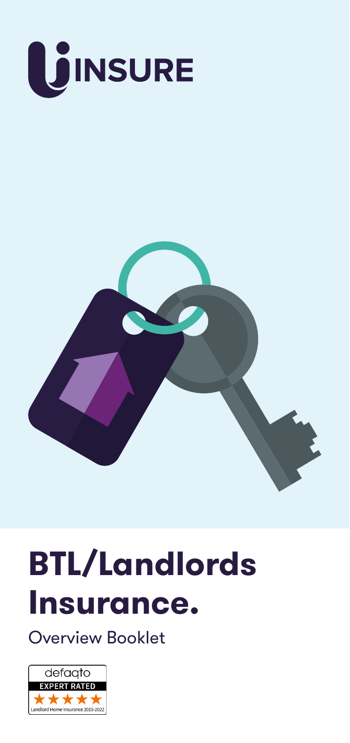INSURE

# BTL/Landlords Insurance.

Overview Booklet

defaqto
EXPERT RATED
★★★★★
Landlord Home Insurance 2015-2022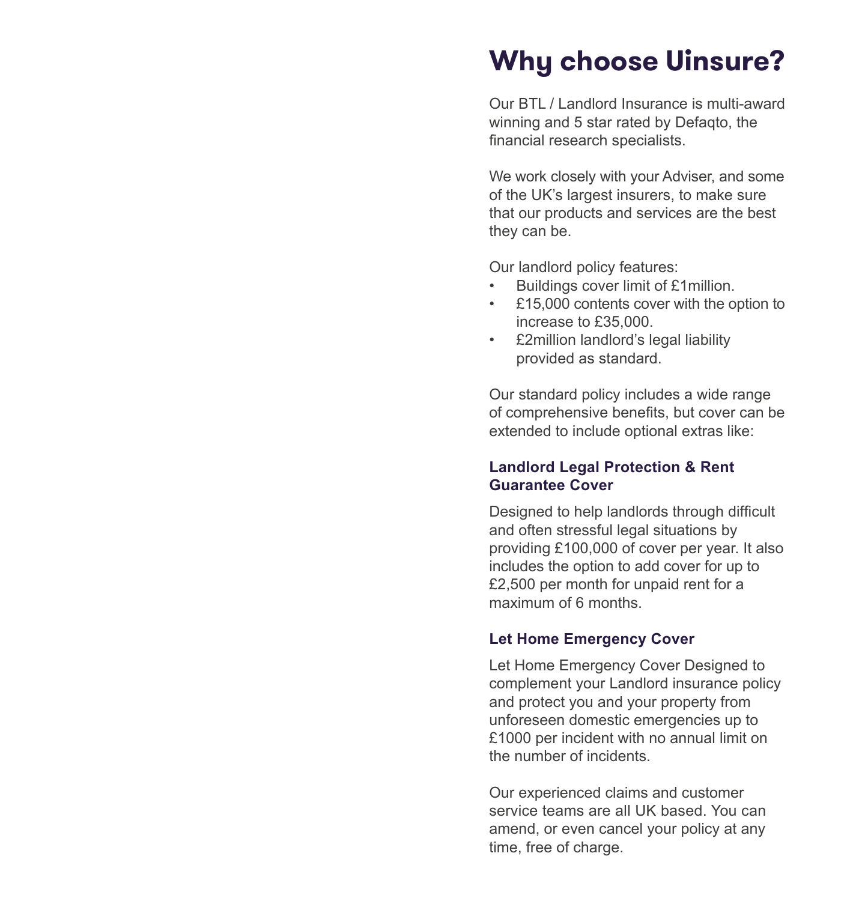# Why choose Uinsure?

Our BTL / Landlord Insurance is multi-award winning and 5 star rated by Defaqto, the financial research specialists.

We work closely with your Adviser, and some of the UK's largest insurers, to make sure that our products and services are the best they can be.

Our landlord policy features:

- Buildings cover limit of £1million.
- £15,000 contents cover with the option to increase to £35,000.
- £2million landlord's legal liability provided as standard.

Our standard policy includes a wide range of comprehensive benefits, but cover can be extended to include optional extras like:

### Landlord Legal Protection & Rent Guarantee Cover

Designed to help landlords through difficult and often stressful legal situations by providing £100,000 of cover per year. It also includes the option to add cover for up to £2,500 per month for unpaid rent for a maximum of 6 months.

### Let Home Emergency Cover

Let Home Emergency Cover Designed to complement your Landlord insurance policy and protect you and your property from unforeseen domestic emergencies up to £1000 per incident with no annual limit on the number of incidents.

Our experienced claims and customer service teams are all UK based. You can amend, or even cancel your policy at any time, free of charge.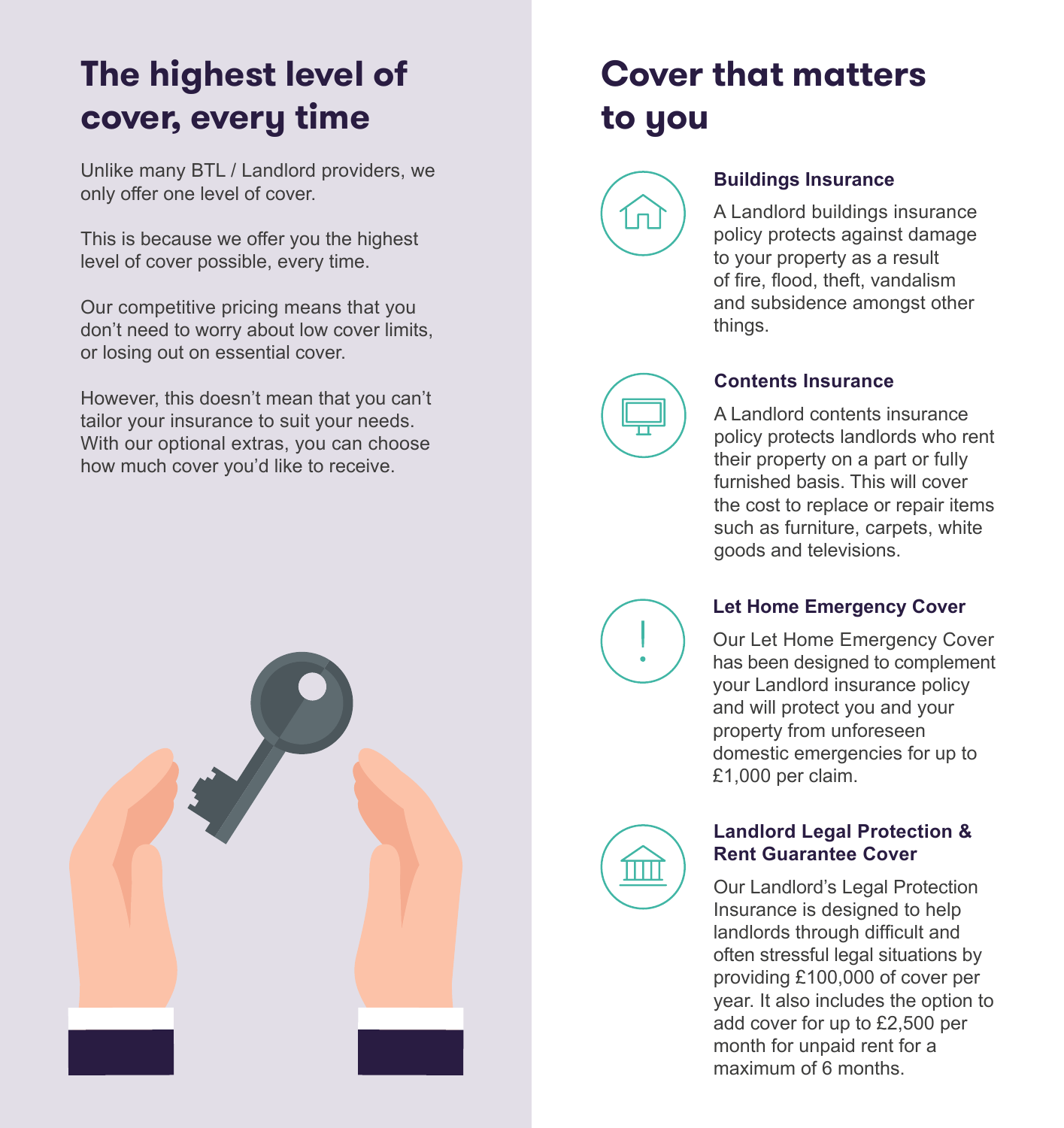## The highest level of cover, every time

Unlike many BTL / Landlord providers, we only offer one level of cover.

This is because we offer you the highest level of cover possible, every time.

Our competitive pricing means that you don't need to worry about low cover limits, or losing out on essential cover.

However, this doesn't mean that you can't tailor your insurance to suit your needs. With our optional extras, you can choose how much cover you'd like to receive.

## Cover that matters to you

### Buildings Insurance

A Landlord buildings insurance policy protects against damage to your property as a result of fire, flood, theft, vandalism and subsidence amongst other things.

### Contents Insurance

A Landlord contents insurance policy protects landlords who rent their property on a part or fully furnished basis. This will cover the cost to replace or repair items such as furniture, carpets, white goods and televisions.

### Let Home Emergency Cover

Our Let Home Emergency Cover has been designed to complement your Landlord insurance policy and will protect you and your property from unforeseen domestic emergencies for up to £1,000 per claim.

### Landlord Legal Protection & Rent Guarantee Cover

Our Landlord's Legal Protection Insurance is designed to help landlords through difficult and often stressful legal situations by providing £100,000 of cover per year. It also includes the option to add cover for up to £2,500 per month for unpaid rent for a maximum of 6 months.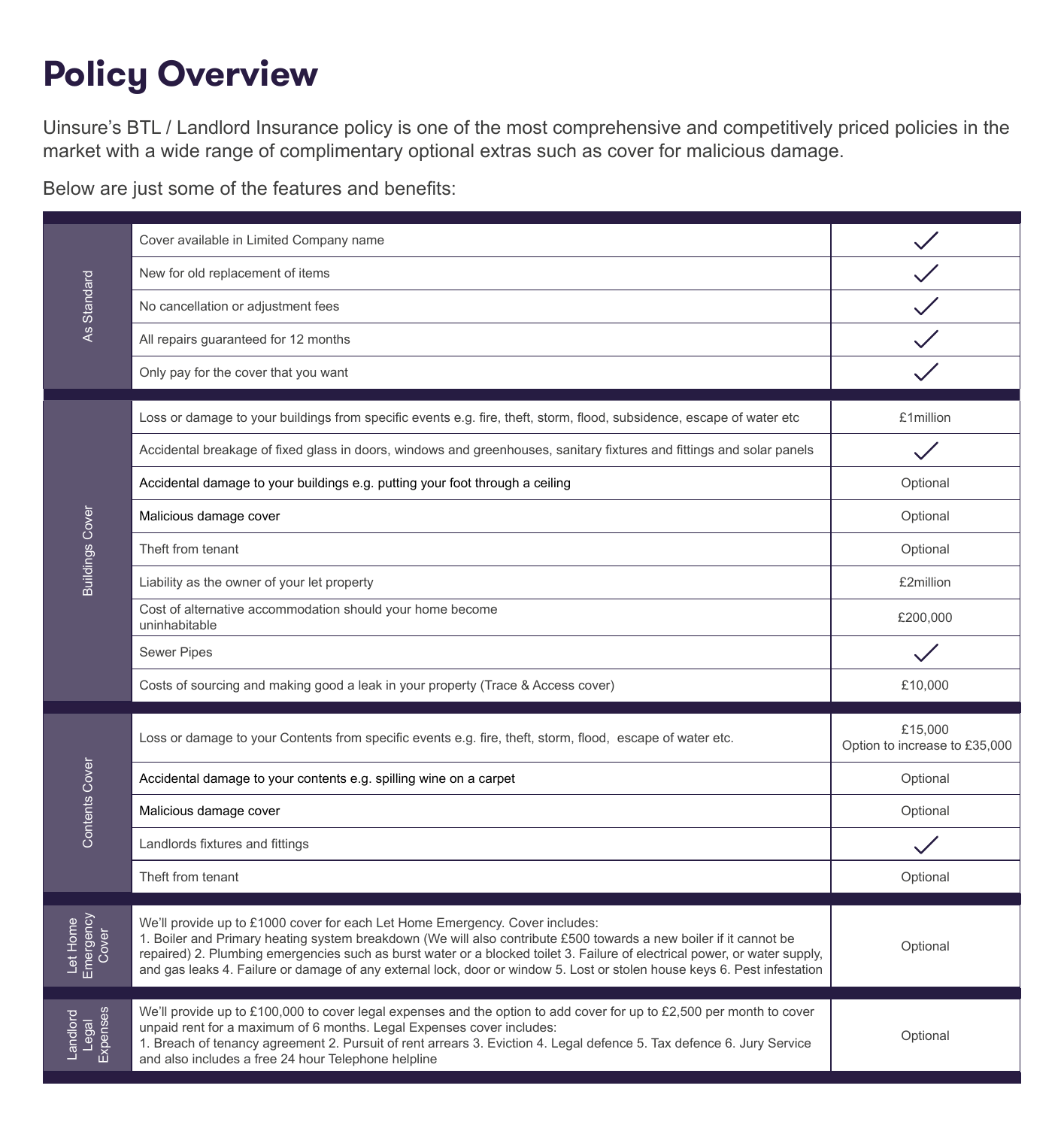# Policy Overview

Uinsure's BTL / Landlord Insurance policy is one of the most comprehensive and competitively priced policies in the market with a wide range of complimentary optional extras such as cover for malicious damage.

Below are just some of the features and benefits:

| | | |
|---|---|---|
| As Standard | Cover available in Limited Company name | ✓ |
| | New for old replacement of items | ✓ |
| | No cancellation or adjustment fees | ✓ |
| | All repairs guaranteed for 12 months | ✓ |
| | Only pay for the cover that you want | ✓ |
| Buildings Cover | Loss or damage to your buildings from specific events e.g. fire, theft, storm, flood, subsidence, escape of water etc | £1million |
| | Accidental breakage of fixed glass in doors, windows and greenhouses, sanitary fixtures and fittings and solar panels | ✓ |
| | Accidental damage to your buildings e.g. putting your foot through a ceiling | Optional |
| | Malicious damage cover | Optional |
| | Theft from tenant | Optional |
| | Liability as the owner of your let property | £2million |
| | Cost of alternative accommodation should your home become uninhabitable | £200,000 |
| | Sewer Pipes | ✓ |
| | Costs of sourcing and making good a leak in your property (Trace & Access cover) | £10,000 |
| Contents Cover | Loss or damage to your Contents from specific events e.g. fire, theft, storm, flood, escape of water etc. | £15,000<br>Option to increase to £35,000 |
| | Accidental damage to your contents e.g. spilling wine on a carpet | Optional |
| | Malicious damage cover | Optional |
| | Landlords fixtures and fittings | ✓ |
| | Theft from tenant | Optional |
| Let Home Emergency Cover | We'll provide up to £1000 cover for each Let Home Emergency. Cover includes: 1. Boiler and Primary heating system breakdown (We will also contribute £500 towards a new boiler if it cannot be repaired) 2. Plumbing emergencies such as burst water or a blocked toilet 3. Failure of electrical power, or water supply, and gas leaks 4. Failure or damage of any external lock, door or window 5. Lost or stolen house keys 6. Pest infestation | Optional |
| Landlord Legal Expenses | We'll provide up to £100,000 to cover legal expenses and the option to add cover for up to £2,500 per month to cover unpaid rent for a maximum of 6 months. Legal Expenses cover includes: 1. Breach of tenancy agreement 2. Pursuit of rent arrears 3. Eviction 4. Legal defence 5. Tax defence 6. Jury Service and also includes a free 24 hour Telephone helpline | Optional |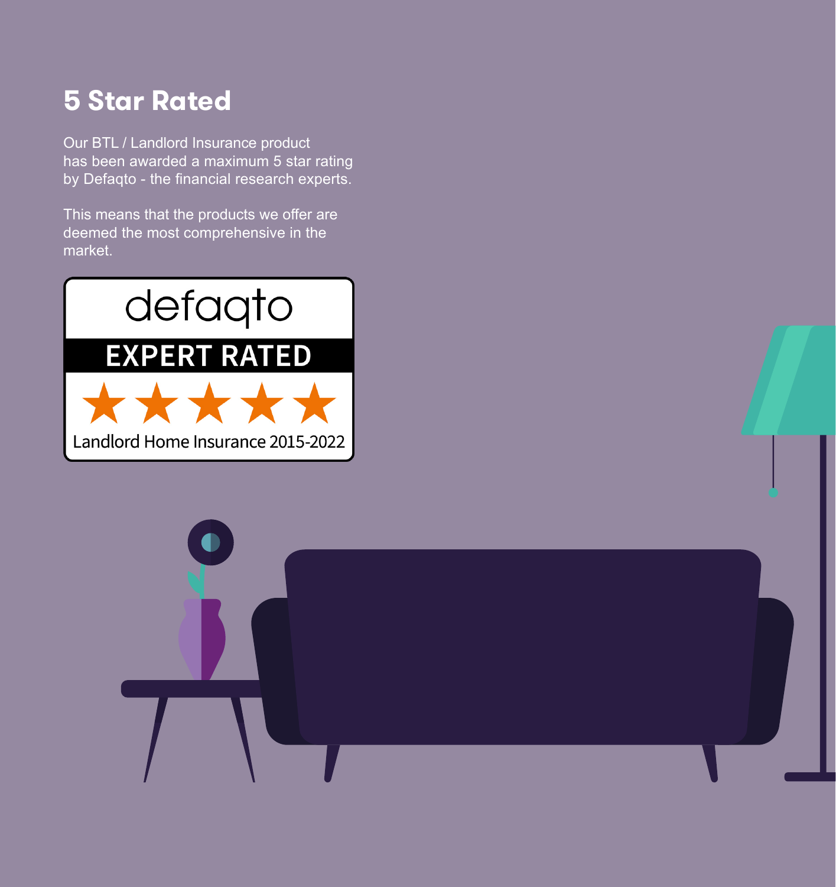## 5 Star Rated

Our BTL / Landlord Insurance product has been awarded a maximum 5 star rating by Defaqto - the financial research experts.

This means that the products we offer are deemed the most comprehensive in the market.

defaqto

EXPERT RATED

★★★★★

Landlord Home Insurance 2015-2022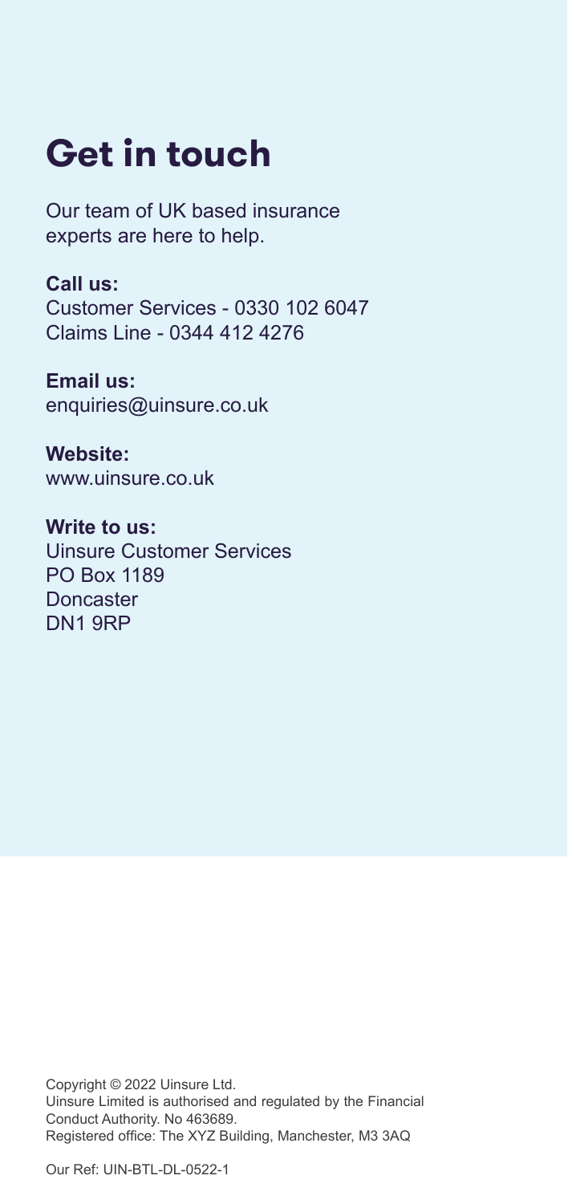# Get in touch

Our team of UK based insurance experts are here to help.

**Call us:**
Customer Services - 0330 102 6047
Claims Line - 0344 412 4276

**Email us:**
enquiries@uinsure.co.uk

**Website:**
www.uinsure.co.uk

**Write to us:**
Uinsure Customer Services
PO Box 1189
Doncaster
DN1 9RP

Copyright © 2022 Uinsure Ltd.
Uinsure Limited is authorised and regulated by the Financial Conduct Authority. No 463689.
Registered office: The XYZ Building, Manchester, M3 3AQ

Our Ref: UIN-BTL-DL-0522-1